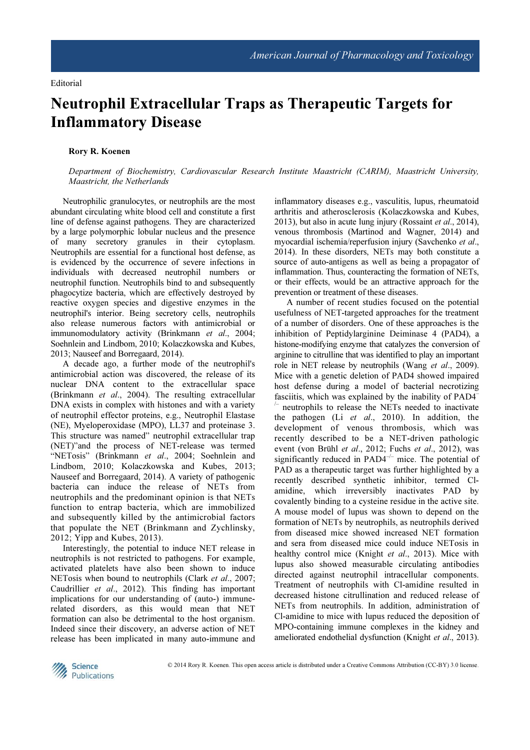Editorial

# Neutrophil Extracellular Traps as Therapeutic Targets for Inflammatory Disease

**Rory R. Koenen**

*Department of Biochemistry, Cardiovascular Research Institute Maastricht (CARIM), Maastricht University, Maastricht, the Netherlands*

Neutrophilic granulocytes, or neutrophils are the most abundant circulating white blood cell and constitute a first line of defense against pathogens. They are characterized by a large polymorphic lobular nucleus and the presence of many secretory granules in their cytoplasm. Neutrophils are essential for a functional host defense, as is evidenced by the occurrence of severe infections in individuals with decreased neutrophil numbers or neutrophil function. Neutrophils bind to and subsequently phagocytize bacteria, which are effectively destroyed by reactive oxygen species and digestive enzymes in the neutrophil's interior. Being secretory cells, neutrophils also release numerous factors with antimicrobial or immunomodulatory activity (Brinkmann *et al*., 2004; Soehnlein and Lindbom, 2010; Kolaczkowska and Kubes, 2013; Nauseef and Borregaard, 2014).

A decade ago, a further mode of the neutrophil's antimicrobial action was discovered, the release of its nuclear DNA content to the extracellular space (Brinkmann *et al*., 2004). The resulting extracellular DNA exists in complex with histones and with a variety of neutrophil effector proteins, e.g., Neutrophil Elastase (NE), Myeloperoxidase (MPO), LL37 and proteinase 3. This structure was named" neutrophil extracellular trap (NET)"and the process of NET-release was termed "NETosis" (Brinkmann *et al*., 2004; Soehnlein and Lindbom, 2010; Kolaczkowska and Kubes, 2013; Nauseef and Borregaard, 2014). A variety of pathogenic bacteria can induce the release of NETs from neutrophils and the predominant opinion is that NETs function to entrap bacteria, which are immobilized and subsequently killed by the antimicrobial factors that populate the NET (Brinkmann and Zychlinsky, 2012; Yipp and Kubes, 2013).

Interestingly, the potential to induce NET release in neutrophils is not restricted to pathogens. For example, activated platelets have also been shown to induce NETosis when bound to neutrophils (Clark *et al*., 2007; Caudrillier *et al*., 2012). This finding has important implications for our understanding of (auto-) immune-related disorders, as this would mean that NET formation can also be detrimental to the host organism. Indeed since their discovery, an adverse action of NET release has been implicated in many auto-immune and inflammatory diseases e.g., vasculitis, lupus, rheumatoid arthritis and atherosclerosis (Kolaczkowska and Kubes, 2013), but also in acute lung injury (Rossaint *et al*., 2014), venous thrombosis (Martinod and Wagner, 2014) and myocardial ischemia/reperfusion injury (Savchenko *et al*., 2014). In these disorders, NETs may both constitute a source of auto-antigens as well as being a propagator of inflammation. Thus, counteracting the formation of NETs, or their effects, would be an attractive approach for the prevention or treatment of these diseases.

A number of recent studies focused on the potential usefulness of NET-targeted approaches for the treatment of a number of disorders. One of these approaches is the inhibition of Peptidylarginine Deiminase 4 (PAD4), a histone-modifying enzyme that catalyzes the conversion of arginine to citrulline that was identified to play an important role in NET release by neutrophils (Wang *et al*., 2009). Mice with a genetic deletion of PAD4 showed impaired host defense during a model of bacterial necrotizing fasciitis, which was explained by the inability of PAD4$^{-/-}$ neutrophils to release the NETs needed to inactivate the pathogen (Li *et al*., 2010). In addition, the development of venous thrombosis, which was recently described to be a NET-driven pathologic event (von Brühl *et al*., 2012; Fuchs *et al*., 2012), was significantly reduced in PAD4$^{-/-}$ mice. The potential of PAD as a therapeutic target was further highlighted by a recently described synthetic inhibitor, termed Cl-amidine, which irreversibly inactivates PAD by covalently binding to a cysteine residue in the active site. A mouse model of lupus was shown to depend on the formation of NETs by neutrophils, as neutrophils derived from diseased mice showed increased NET formation and sera from diseased mice could induce NETosis in healthy control mice (Knight *et al*., 2013). Mice with lupus also showed measurable circulating antibodies directed against neutrophil intracellular components. Treatment of neutrophils with Cl-amidine resulted in decreased histone citrullination and reduced release of NETs from neutrophils. In addition, administration of Cl-amidine to mice with lupus reduced the deposition of MPO-containing immune complexes in the kidney and ameliorated endothelial dysfunction (Knight *et al*., 2013).

© 2014 Rory R. Koenen. This open access article is distributed under a Creative Commons Attribution (CC-BY) 3.0 license.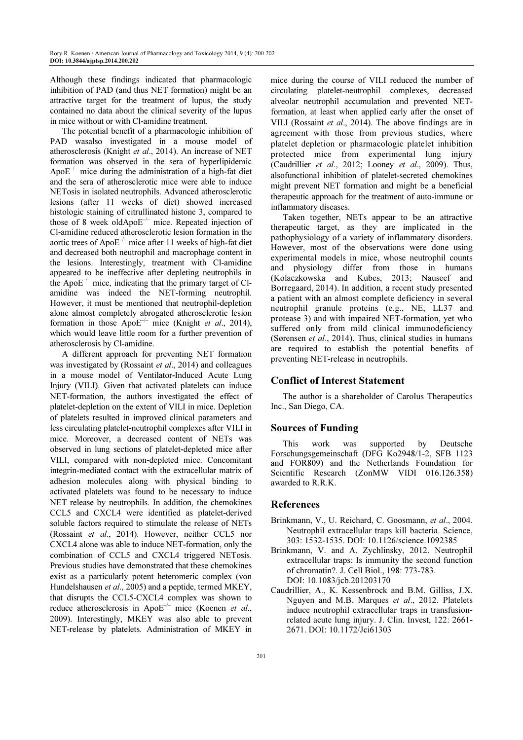Although these findings indicated that pharmacologic inhibition of PAD (and thus NET formation) might be an attractive target for the treatment of lupus, the study contained no data about the clinical severity of the lupus in mice without or with Cl-amidine treatment.

The potential benefit of a pharmacologic inhibition of PAD wasalso investigated in a mouse model of atherosclerosis (Knight *et al*., 2014). An increase of NET formation was observed in the sera of hyperlipidemic ApoE$^{-/-}$ mice during the administration of a high-fat diet and the sera of atherosclerotic mice were able to induce NETosis in isolated neutrophils. Advanced atherosclerotic lesions (after 11 weeks of diet) showed increased histologic staining of citrullinated histone 3, compared to those of 8 week oldApoE$^{-/-}$ mice. Repeated injection of Cl-amidine reduced atherosclerotic lesion formation in the aortic trees of ApoE$^{-/-}$ mice after 11 weeks of high-fat diet and decreased both neutrophil and macrophage content in the lesions. Interestingly, treatment with Cl-amidine appeared to be ineffective after depleting neutrophils in the ApoE$^{-/-}$ mice, indicating that the primary target of Cl-amidine was indeed the NET-forming neutrophil. However, it must be mentioned that neutrophil-depletion alone almost completely abrogated atherosclerotic lesion formation in those ApoE$^{-/-}$ mice (Knight *et al*., 2014), which would leave little room for a further prevention of atherosclerosis by Cl-amidine.

A different approach for preventing NET formation was investigated by (Rossaint *et al*., 2014) and colleagues in a mouse model of Ventilator-Induced Acute Lung Injury (VILI). Given that activated platelets can induce NET-formation, the authors investigated the effect of platelet-depletion on the extent of VILI in mice. Depletion of platelets resulted in improved clinical parameters and less circulating platelet-neutrophil complexes after VILI in mice. Moreover, a decreased content of NETs was observed in lung sections of platelet-depleted mice after VILI, compared with non-depleted mice. Concomitant integrin-mediated contact with the extracellular matrix of adhesion molecules along with physical binding to activated platelets was found to be necessary to induce NET release by neutrophils. In addition, the chemokines CCL5 and CXCL4 were identified as platelet-derived soluble factors required to stimulate the release of NETs (Rossaint *et al*., 2014). However, neither CCL5 nor CXCL4 alone was able to induce NET-formation, only the combination of CCL5 and CXCL4 triggered NETosis. Previous studies have demonstrated that these chemokines exist as a particularly potent heteromeric complex (von Hundelshausen *et al*., 2005) and a peptide, termed MKEY, that disrupts the CCL5-CXCL4 complex was shown to reduce atherosclerosis in ApoE$^{-/-}$ mice (Koenen *et al*., 2009). Interestingly, MKEY was also able to prevent NET-release by platelets. Administration of MKEY in mice during the course of VILI reduced the number of circulating platelet-neutrophil complexes, decreased alveolar neutrophil accumulation and prevented NET-formation, at least when applied early after the onset of VILI (Rossaint *et al*., 2014). The above findings are in agreement with those from previous studies, where platelet depletion or pharmacologic platelet inhibition protected mice from experimental lung injury (Caudrillier *et al*., 2012; Looney *et al*., 2009). Thus, alsofunctional inhibition of platelet-secreted chemokines might prevent NET formation and might be a beneficial therapeutic approach for the treatment of auto-immune or inflammatory diseases.

Taken together, NETs appear to be an attractive therapeutic target, as they are implicated in the pathophysiology of a variety of inflammatory disorders. However, most of the observations were done using experimental models in mice, whose neutrophil counts and physiology differ from those in humans (Kolaczkowska and Kubes, 2013; Nauseef and Borregaard, 2014). In addition, a recent study presented a patient with an almost complete deficiency in several neutrophil granule proteins (e.g., NE, LL37 and protease 3) and with impaired NET-formation, yet who suffered only from mild clinical immunodeficiency (Sørensen *et al*., 2014). Thus, clinical studies in humans are required to establish the potential benefits of preventing NET-release in neutrophils.

## Conflict of Interest Statement

The author is a shareholder of Carolus Therapeutics Inc., San Diego, CA.

## Sources of Funding

This work was supported by Deutsche Forschungsgemeinschaft (DFG Ko2948/1-2, SFB 1123 and FOR809) and the Netherlands Foundation for Scientific Research (ZonMW VIDI 016.126.358) awarded to R.R.K.

## References

Brinkmann, V., U. Reichard, C. Goosmann, *et al*., 2004. Neutrophil extracellular traps kill bacteria. Science, 303: 1532-1535. DOI: 10.1126/science.1092385

Brinkmann, V. and A. Zychlinsky, 2012. Neutrophil extracellular traps: Is immunity the second function of chromatin?. J. Cell Biol., 198: 773-783. DOI: 10.1083/jcb.201203170

Caudrillier, A., K. Kessenbrock and B.M. Gilliss, J.X. Nguyen and M.B. Marques *et al*., 2012. Platelets induce neutrophil extracellular traps in transfusion-related acute lung injury. J. Clin. Invest, 122: 2661-2671. DOI: 10.1172/Jci61303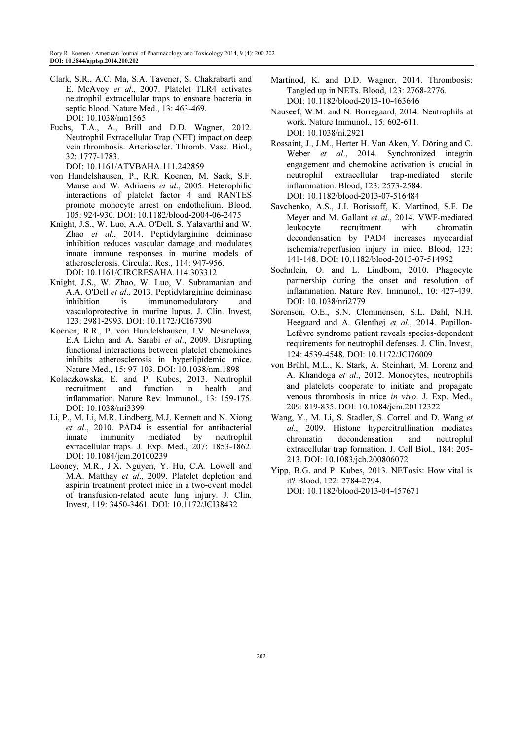Clark, S.R., A.C. Ma, S.A. Tavener, S. Chakrabarti and E. McAvoy *et al*., 2007. Platelet TLR4 activates neutrophil extracellular traps to ensnare bacteria in septic blood. Nature Med., 13: 463-469. DOI: 10.1038/nm1565

Fuchs, T.A., A., Brill and D.D. Wagner, 2012. Neutrophil Extracellular Trap (NET) impact on deep vein thrombosis. Arterioscler. Thromb. Vasc. Biol., 32: 1777-1783. DOI: 10.1161/ATVBAHA.111.242859

von Hundelshausen, P., R.R. Koenen, M. Sack, S.F. Mause and W. Adriaens *et al*., 2005. Heterophilic interactions of platelet factor 4 and RANTES promote monocyte arrest on endothelium. Blood, 105: 924-930. DOI: 10.1182/blood-2004-06-2475

Knight, J.S., W. Luo, A.A. O'Dell, S. Yalavarthi and W. Zhao *et al*., 2014. Peptidylarginine deiminase inhibition reduces vascular damage and modulates innate immune responses in murine models of atherosclerosis. Circulat. Res., 114: 947-956. DOI: 10.1161/CIRCRESAHA.114.303312

Knight, J.S., W. Zhao, W. Luo, V. Subramanian and A.A. O'Dell *et al*., 2013. Peptidylarginine deiminase inhibition is immunomodulatory and vasculoprotective in murine lupus. J. Clin. Invest, 123: 2981-2993. DOI: 10.1172/JCI67390

Koenen, R.R., P. von Hundelshausen, I.V. Nesmelova, E.A Liehn and A. Sarabi *et al*., 2009. Disrupting functional interactions between platelet chemokines inhibits atherosclerosis in hyperlipidemic mice. Nature Med., 15: 97-103. DOI: 10.1038/nm.1898

Kolaczkowska, E. and P. Kubes, 2013. Neutrophil recruitment and function in health and inflammation. Nature Rev. Immunol., 13: 159-175. DOI: 10.1038/nri3399

Li, P., M. Li, M.R. Lindberg, M.J. Kennett and N. Xiong *et al*., 2010. PAD4 is essential for antibacterial innate immunity mediated by neutrophil extracellular traps. J. Exp. Med., 207: 1853-1862. DOI: 10.1084/jem.20100239

Looney, M.R., J.X. Nguyen, Y. Hu, C.A. Lowell and M.A. Matthay *et al*., 2009. Platelet depletion and aspirin treatment protect mice in a two-event model of transfusion-related acute lung injury. J. Clin. Invest, 119: 3450-3461. DOI: 10.1172/JCI38432

Martinod, K. and D.D. Wagner, 2014. Thrombosis: Tangled up in NETs. Blood, 123: 2768-2776. DOI: 10.1182/blood-2013-10-463646

Nauseef, W.M. and N. Borregaard, 2014. Neutrophils at work. Nature Immunol., 15: 602-611. DOI: 10.1038/ni.2921

Rossaint, J., J.M., Herter H. Van Aken, Y. Döring and C. Weber *et al*., 2014. Synchronized integrin engagement and chemokine activation is crucial in neutrophil extracellular trap-mediated sterile inflammation. Blood, 123: 2573-2584. DOI: 10.1182/blood-2013-07-516484

Savchenko, A.S., J.I. Borissoff, K. Martinod, S.F. De Meyer and M. Gallant *et al*., 2014. VWF-mediated leukocyte recruitment with chromatin decondensation by PAD4 increases myocardial ischemia/reperfusion injury in mice. Blood, 123: 141-148. DOI: 10.1182/blood-2013-07-514992

Soehnlein, O. and L. Lindbom, 2010. Phagocyte partnership during the onset and resolution of inflammation. Nature Rev. Immunol., 10: 427-439. DOI: 10.1038/nri2779

Sørensen, O.E., S.N. Clemmensen, S.L. Dahl, N.H. Heegaard and A. Glenthøj *et al*., 2014. Papillon-Lefèvre syndrome patient reveals species-dependent requirements for neutrophil defenses. J. Clin. Invest, 124: 4539-4548. DOI: 10.1172/JCI76009

von Brühl, M.L., K. Stark, A. Steinhart, M. Lorenz and A. Khandoga *et al*., 2012. Monocytes, neutrophils and platelets cooperate to initiate and propagate venous thrombosis in mice *in vivo*. J. Exp. Med., 209: 819-835. DOI: 10.1084/jem.20112322

Wang, Y., M. Li, S. Stadler, S. Correll and D. Wang *et al*., 2009. Histone hypercitrullination mediates chromatin decondensation and neutrophil extracellular trap formation. J. Cell Biol., 184: 205-213. DOI: 10.1083/jcb.200806072

Yipp, B.G. and P. Kubes, 2013. NETosis: How vital is it? Blood, 122: 2784-2794. DOI: 10.1182/blood-2013-04-457671